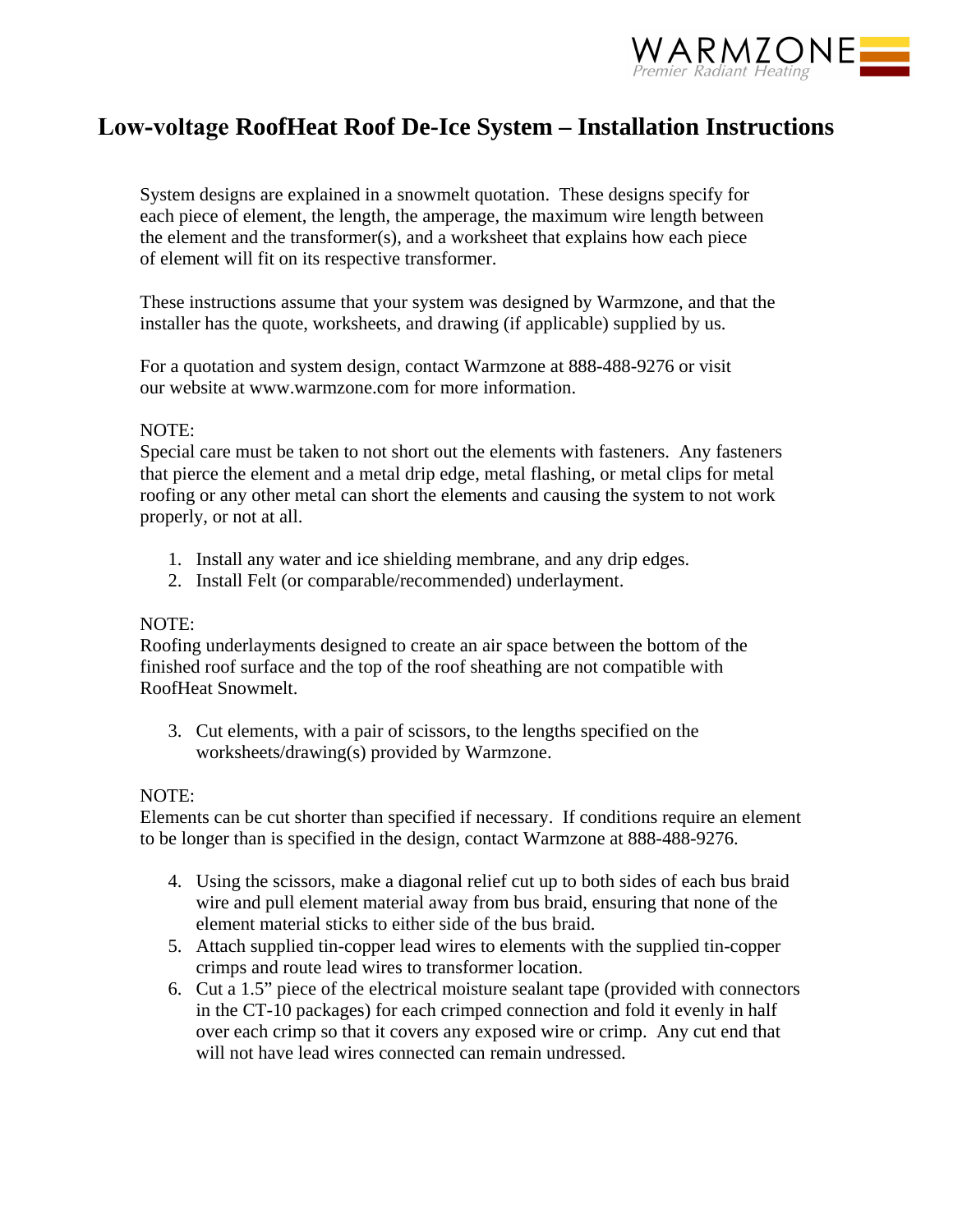WARMZONE
Premier Radiant Heating

# Low-voltage RoofHeat Roof De-Ice System – Installation Instructions

System designs are explained in a snowmelt quotation. These designs specify for each piece of element, the length, the amperage, the maximum wire length between the element and the transformer(s), and a worksheet that explains how each piece of element will fit on its respective transformer.

These instructions assume that your system was designed by Warmzone, and that the installer has the quote, worksheets, and drawing (if applicable) supplied by us.

For a quotation and system design, contact Warmzone at 888-488-9276 or visit our website at www.warmzone.com for more information.

NOTE:
Special care must be taken to not short out the elements with fasteners. Any fasteners that pierce the element and a metal drip edge, metal flashing, or metal clips for metal roofing or any other metal can short the elements and causing the system to not work properly, or not at all.

1. Install any water and ice shielding membrane, and any drip edges.
2. Install Felt (or comparable/recommended) underlayment.

NOTE:
Roofing underlayments designed to create an air space between the bottom of the finished roof surface and the top of the roof sheathing are not compatible with RoofHeat Snowmelt.

3. Cut elements, with a pair of scissors, to the lengths specified on the worksheets/drawing(s) provided by Warmzone.

NOTE:
Elements can be cut shorter than specified if necessary. If conditions require an element to be longer than is specified in the design, contact Warmzone at 888-488-9276.

4. Using the scissors, make a diagonal relief cut up to both sides of each bus braid wire and pull element material away from bus braid, ensuring that none of the element material sticks to either side of the bus braid.
5. Attach supplied tin-copper lead wires to elements with the supplied tin-copper crimps and route lead wires to transformer location.
6. Cut a 1.5" piece of the electrical moisture sealant tape (provided with connectors in the CT-10 packages) for each crimped connection and fold it evenly in half over each crimp so that it covers any exposed wire or crimp. Any cut end that will not have lead wires connected can remain undressed.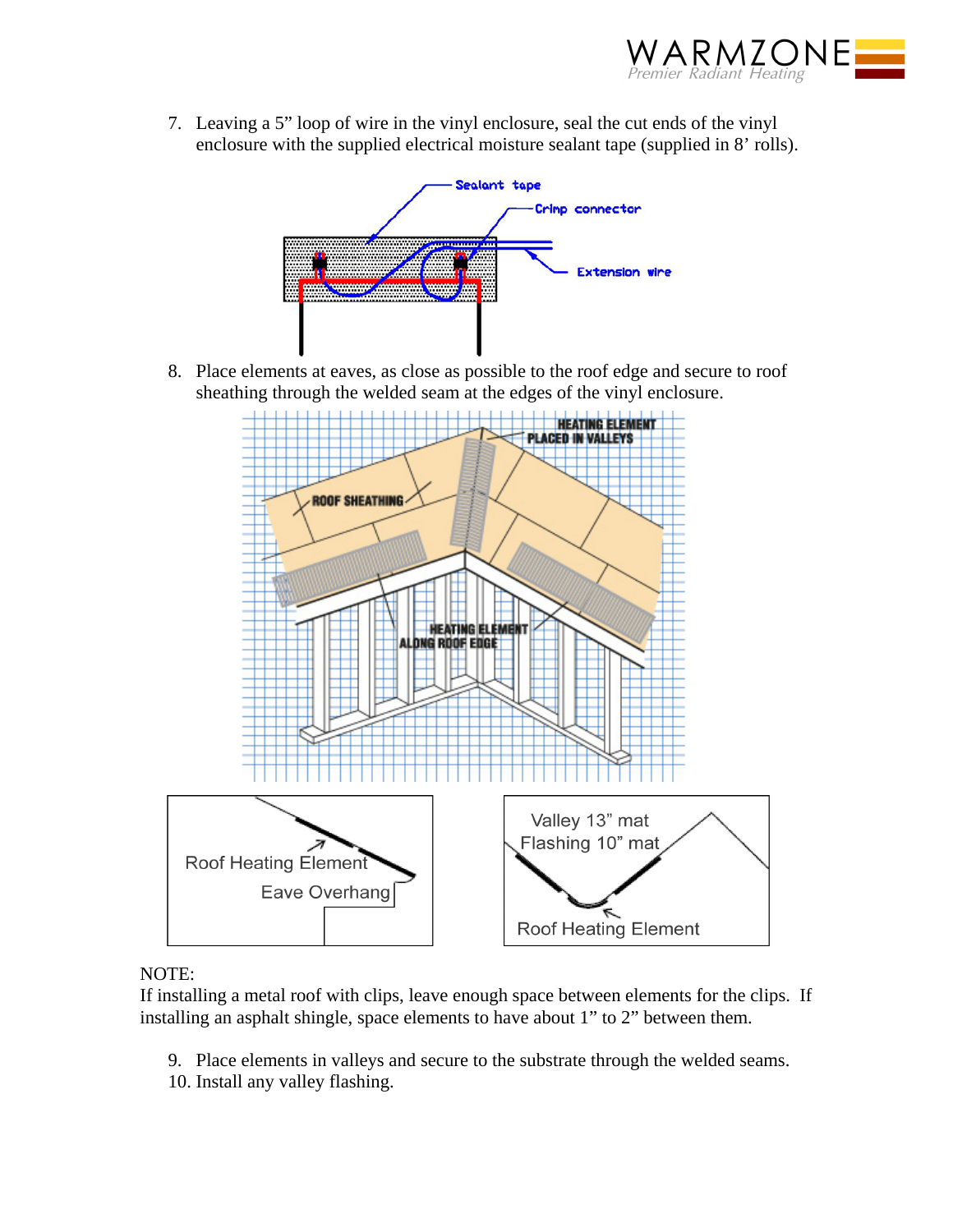7. Leaving a 5” loop of wire in the vinyl enclosure, seal the cut ends of the vinyl enclosure with the supplied electrical moisture sealant tape (supplied in 8’ rolls).

8. Place elements at eaves, as close as possible to the roof edge and secure to roof sheathing through the welded seam at the edges of the vinyl enclosure.

NOTE:
If installing a metal roof with clips, leave enough space between elements for the clips. If installing an asphalt shingle, space elements to have about 1” to 2” between them.

9. Place elements in valleys and secure to the substrate through the welded seams.
10. Install any valley flashing.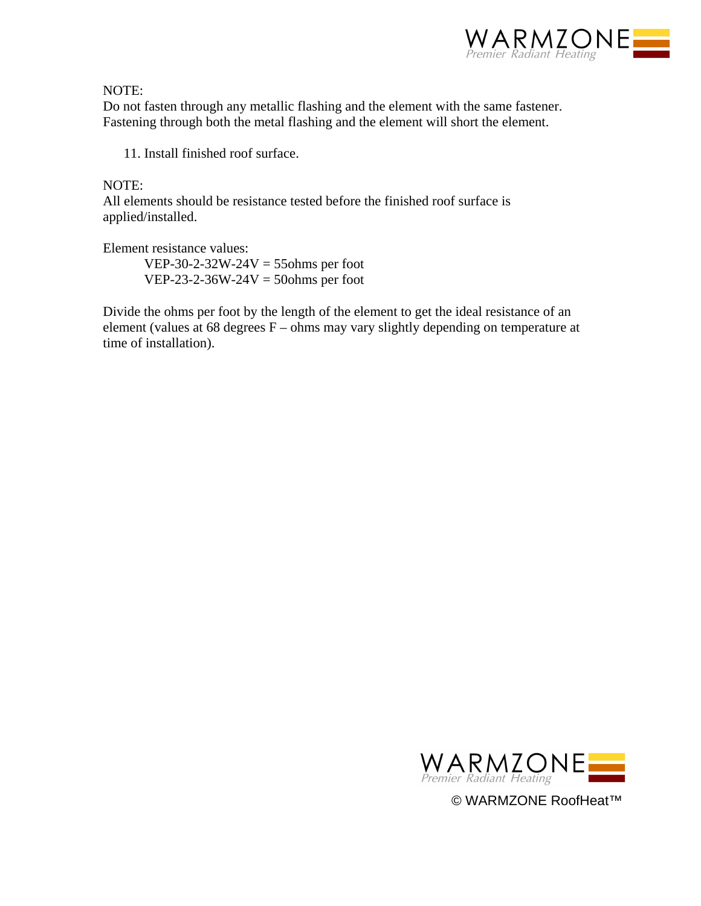NOTE:
Do not fasten through any metallic flashing and the element with the same fastener. Fastening through both the metal flashing and the element will short the element.

11. Install finished roof surface.

NOTE:
All elements should be resistance tested before the finished roof surface is applied/installed.

Element resistance values:

VEP-30-2-32W-24V = 55ohms per foot
VEP-23-2-36W-24V = 50ohms per foot

Divide the ohms per foot by the length of the element to get the ideal resistance of an element (values at 68 degrees F – ohms may vary slightly depending on temperature at time of installation).

© WARMZONE RoofHeat™